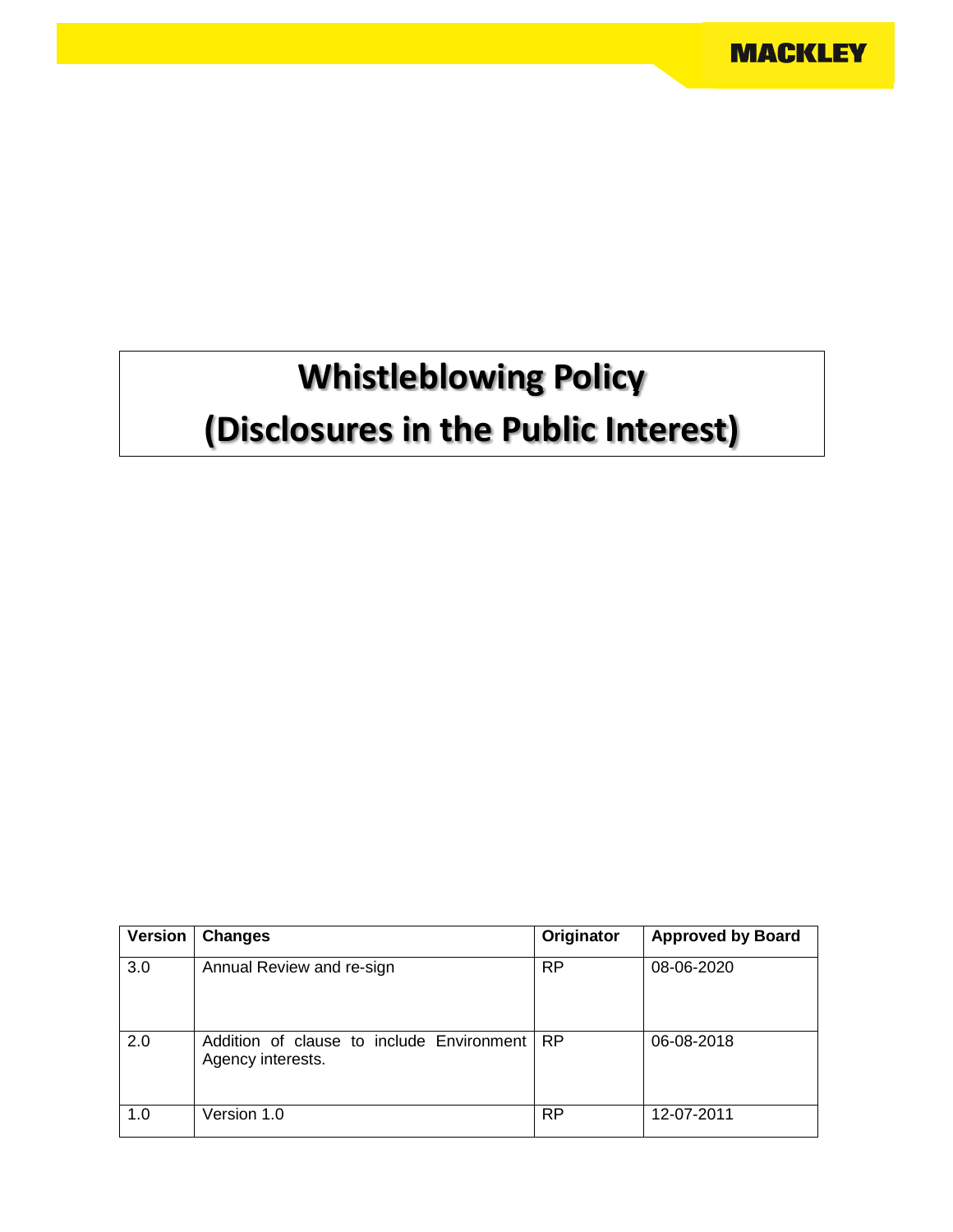MACKLEY

# Whistleblowing Policy
# (Disclosures in the Public Interest)

| Version | Changes | Originator | Approved by Board |
|---|---|---|---|
| 3.0 | Annual Review and re-sign | RP | 08-06-2020 |
| 2.0 | Addition of clause to include Environment Agency interests. | RP | 06-08-2018 |
| 1.0 | Version 1.0 | RP | 12-07-2011 |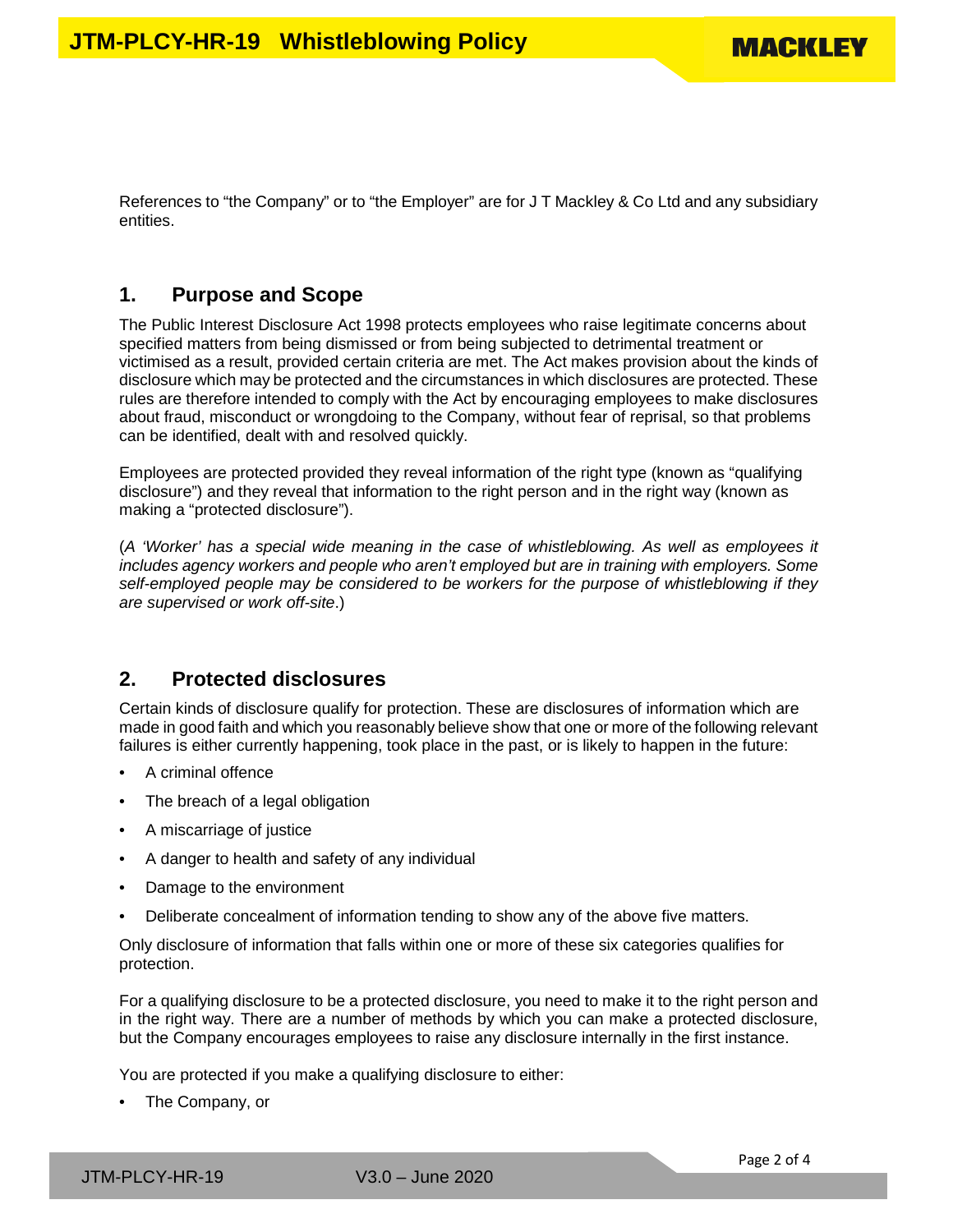References to "the Company" or to "the Employer" are for J T Mackley & Co Ltd and any subsidiary entities.

## 1. Purpose and Scope

The Public Interest Disclosure Act 1998 protects employees who raise legitimate concerns about specified matters from being dismissed or from being subjected to detrimental treatment or victimised as a result, provided certain criteria are met. The Act makes provision about the kinds of disclosure which may be protected and the circumstances in which disclosures are protected. These rules are therefore intended to comply with the Act by encouraging employees to make disclosures about fraud, misconduct or wrongdoing to the Company, without fear of reprisal, so that problems can be identified, dealt with and resolved quickly.

Employees are protected provided they reveal information of the right type (known as "qualifying disclosure") and they reveal that information to the right person and in the right way (known as making a "protected disclosure").

(*A 'Worker' has a special wide meaning in the case of whistleblowing. As well as employees it includes agency workers and people who aren't employed but are in training with employers. Some self-employed people may be considered to be workers for the purpose of whistleblowing if they are supervised or work off-site*.)

## 2. Protected disclosures

Certain kinds of disclosure qualify for protection. These are disclosures of information which are made in good faith and which you reasonably believe show that one or more of the following relevant failures is either currently happening, took place in the past, or is likely to happen in the future:

- A criminal offence
- The breach of a legal obligation
- A miscarriage of justice
- A danger to health and safety of any individual
- Damage to the environment
- Deliberate concealment of information tending to show any of the above five matters.

Only disclosure of information that falls within one or more of these six categories qualifies for protection.

For a qualifying disclosure to be a protected disclosure, you need to make it to the right person and in the right way. There are a number of methods by which you can make a protected disclosure, but the Company encourages employees to raise any disclosure internally in the first instance.

You are protected if you make a qualifying disclosure to either:

- The Company, or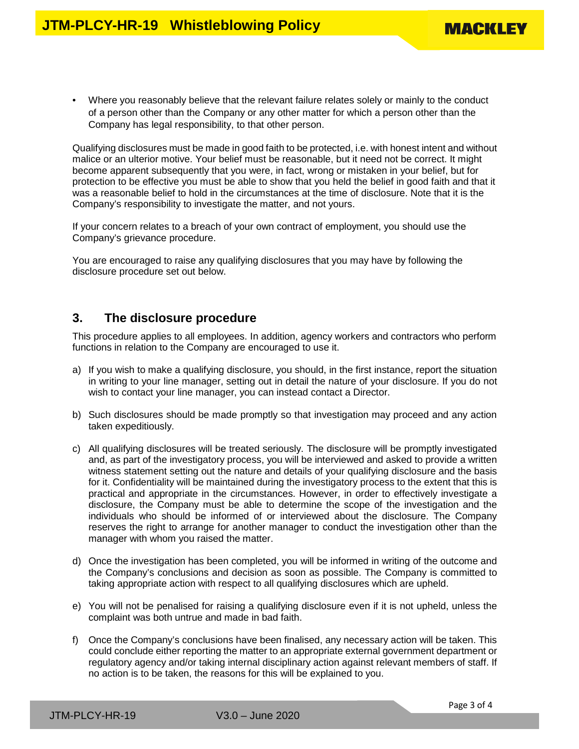- Where you reasonably believe that the relevant failure relates solely or mainly to the conduct of a person other than the Company or any other matter for which a person other than the Company has legal responsibility, to that other person.

Qualifying disclosures must be made in good faith to be protected, i.e. with honest intent and without malice or an ulterior motive. Your belief must be reasonable, but it need not be correct. It might become apparent subsequently that you were, in fact, wrong or mistaken in your belief, but for protection to be effective you must be able to show that you held the belief in good faith and that it was a reasonable belief to hold in the circumstances at the time of disclosure. Note that it is the Company's responsibility to investigate the matter, and not yours.

If your concern relates to a breach of your own contract of employment, you should use the Company's grievance procedure.

You are encouraged to raise any qualifying disclosures that you may have by following the disclosure procedure set out below.

## 3. The disclosure procedure

This procedure applies to all employees. In addition, agency workers and contractors who perform functions in relation to the Company are encouraged to use it.

a) If you wish to make a qualifying disclosure, you should, in the first instance, report the situation in writing to your line manager, setting out in detail the nature of your disclosure. If you do not wish to contact your line manager, you can instead contact a Director.

b) Such disclosures should be made promptly so that investigation may proceed and any action taken expeditiously.

c) All qualifying disclosures will be treated seriously. The disclosure will be promptly investigated and, as part of the investigatory process, you will be interviewed and asked to provide a written witness statement setting out the nature and details of your qualifying disclosure and the basis for it. Confidentiality will be maintained during the investigatory process to the extent that this is practical and appropriate in the circumstances. However, in order to effectively investigate a disclosure, the Company must be able to determine the scope of the investigation and the individuals who should be informed of or interviewed about the disclosure. The Company reserves the right to arrange for another manager to conduct the investigation other than the manager with whom you raised the matter.

d) Once the investigation has been completed, you will be informed in writing of the outcome and the Company's conclusions and decision as soon as possible. The Company is committed to taking appropriate action with respect to all qualifying disclosures which are upheld.

e) You will not be penalised for raising a qualifying disclosure even if it is not upheld, unless the complaint was both untrue and made in bad faith.

f) Once the Company's conclusions have been finalised, any necessary action will be taken. This could conclude either reporting the matter to an appropriate external government department or regulatory agency and/or taking internal disciplinary action against relevant members of staff. If no action is to be taken, the reasons for this will be explained to you.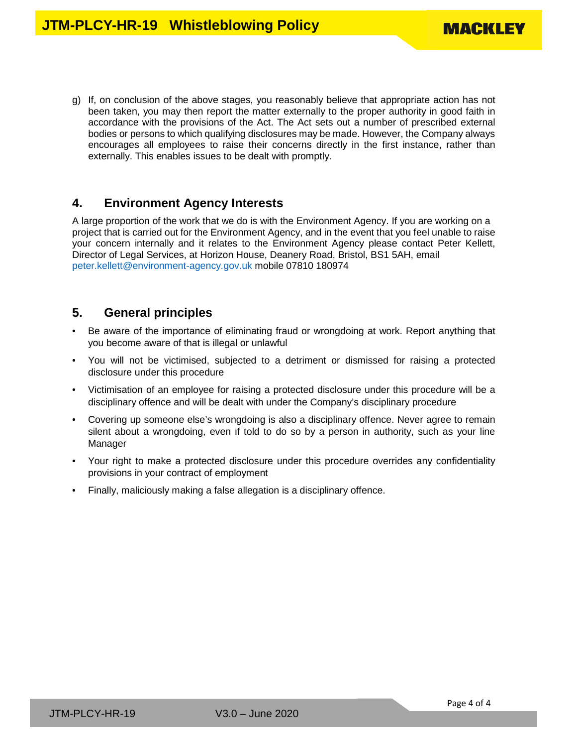g) If, on conclusion of the above stages, you reasonably believe that appropriate action has not been taken, you may then report the matter externally to the proper authority in good faith in accordance with the provisions of the Act. The Act sets out a number of prescribed external bodies or persons to which qualifying disclosures may be made. However, the Company always encourages all employees to raise their concerns directly in the first instance, rather than externally. This enables issues to be dealt with promptly.

## 4. Environment Agency Interests

A large proportion of the work that we do is with the Environment Agency. If you are working on a project that is carried out for the Environment Agency, and in the event that you feel unable to raise your concern internally and it relates to the Environment Agency please contact Peter Kellett, Director of Legal Services, at Horizon House, Deanery Road, Bristol, BS1 5AH, email peter.kellett@environment-agency.gov.uk mobile 07810 180974

## 5. General principles

- Be aware of the importance of eliminating fraud or wrongdoing at work. Report anything that you become aware of that is illegal or unlawful
- You will not be victimised, subjected to a detriment or dismissed for raising a protected disclosure under this procedure
- Victimisation of an employee for raising a protected disclosure under this procedure will be a disciplinary offence and will be dealt with under the Company's disciplinary procedure
- Covering up someone else's wrongdoing is also a disciplinary offence. Never agree to remain silent about a wrongdoing, even if told to do so by a person in authority, such as your line Manager
- Your right to make a protected disclosure under this procedure overrides any confidentiality provisions in your contract of employment
- Finally, maliciously making a false allegation is a disciplinary offence.